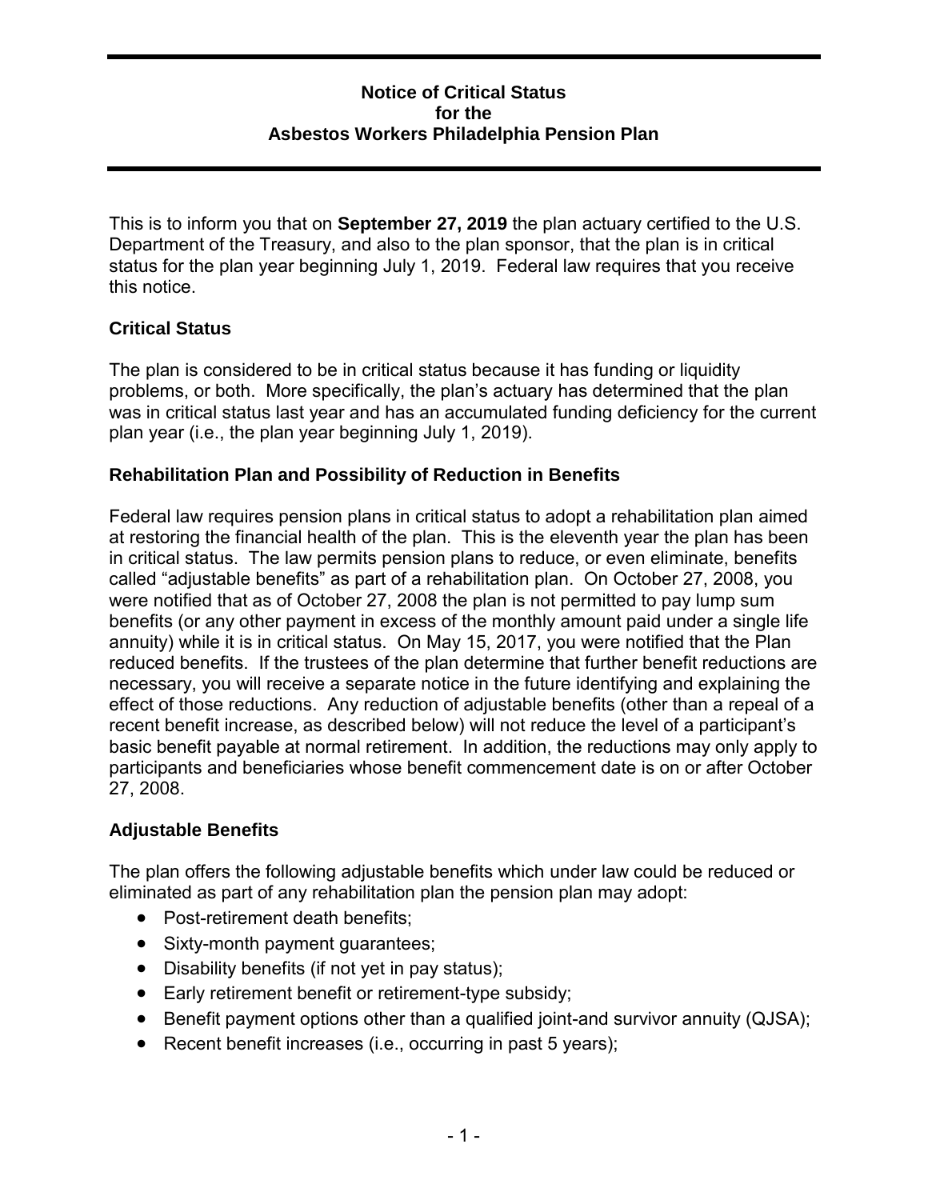# Notice of Critical Status for the Asbestos Workers Philadelphia Pension Plan

This is to inform you that on **September 27, 2019** the plan actuary certified to the U.S. Department of the Treasury, and also to the plan sponsor, that the plan is in critical status for the plan year beginning July 1, 2019. Federal law requires that you receive this notice.

## Critical Status

The plan is considered to be in critical status because it has funding or liquidity problems, or both. More specifically, the plan's actuary has determined that the plan was in critical status last year and has an accumulated funding deficiency for the current plan year (i.e., the plan year beginning July 1, 2019).

## Rehabilitation Plan and Possibility of Reduction in Benefits

Federal law requires pension plans in critical status to adopt a rehabilitation plan aimed at restoring the financial health of the plan. This is the eleventh year the plan has been in critical status. The law permits pension plans to reduce, or even eliminate, benefits called "adjustable benefits" as part of a rehabilitation plan. On October 27, 2008, you were notified that as of October 27, 2008 the plan is not permitted to pay lump sum benefits (or any other payment in excess of the monthly amount paid under a single life annuity) while it is in critical status. On May 15, 2017, you were notified that the Plan reduced benefits. If the trustees of the plan determine that further benefit reductions are necessary, you will receive a separate notice in the future identifying and explaining the effect of those reductions. Any reduction of adjustable benefits (other than a repeal of a recent benefit increase, as described below) will not reduce the level of a participant's basic benefit payable at normal retirement. In addition, the reductions may only apply to participants and beneficiaries whose benefit commencement date is on or after October 27, 2008.

## Adjustable Benefits

The plan offers the following adjustable benefits which under law could be reduced or eliminated as part of any rehabilitation plan the pension plan may adopt:

- Post-retirement death benefits;
- Sixty-month payment guarantees;
- Disability benefits (if not yet in pay status);
- Early retirement benefit or retirement-type subsidy;
- Benefit payment options other than a qualified joint-and survivor annuity (QJSA);
- Recent benefit increases (i.e., occurring in past 5 years);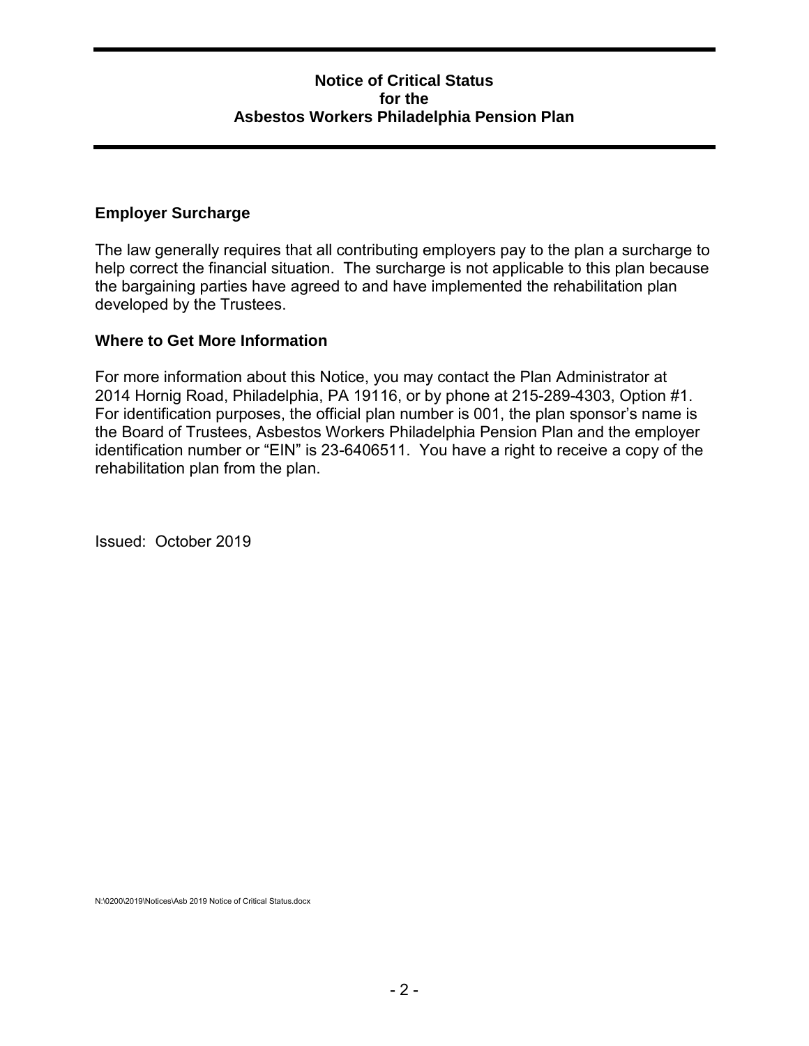## Notice of Critical Status for the Asbestos Workers Philadelphia Pension Plan

### Employer Surcharge

The law generally requires that all contributing employers pay to the plan a surcharge to help correct the financial situation. The surcharge is not applicable to this plan because the bargaining parties have agreed to and have implemented the rehabilitation plan developed by the Trustees.

### Where to Get More Information

For more information about this Notice, you may contact the Plan Administrator at 2014 Hornig Road, Philadelphia, PA 19116, or by phone at 215-289-4303, Option #1. For identification purposes, the official plan number is 001, the plan sponsor's name is the Board of Trustees, Asbestos Workers Philadelphia Pension Plan and the employer identification number or "EIN" is 23-6406511. You have a right to receive a copy of the rehabilitation plan from the plan.

Issued: October 2019

N:\0200\2019\Notices\Asb 2019 Notice of Critical Status.docx